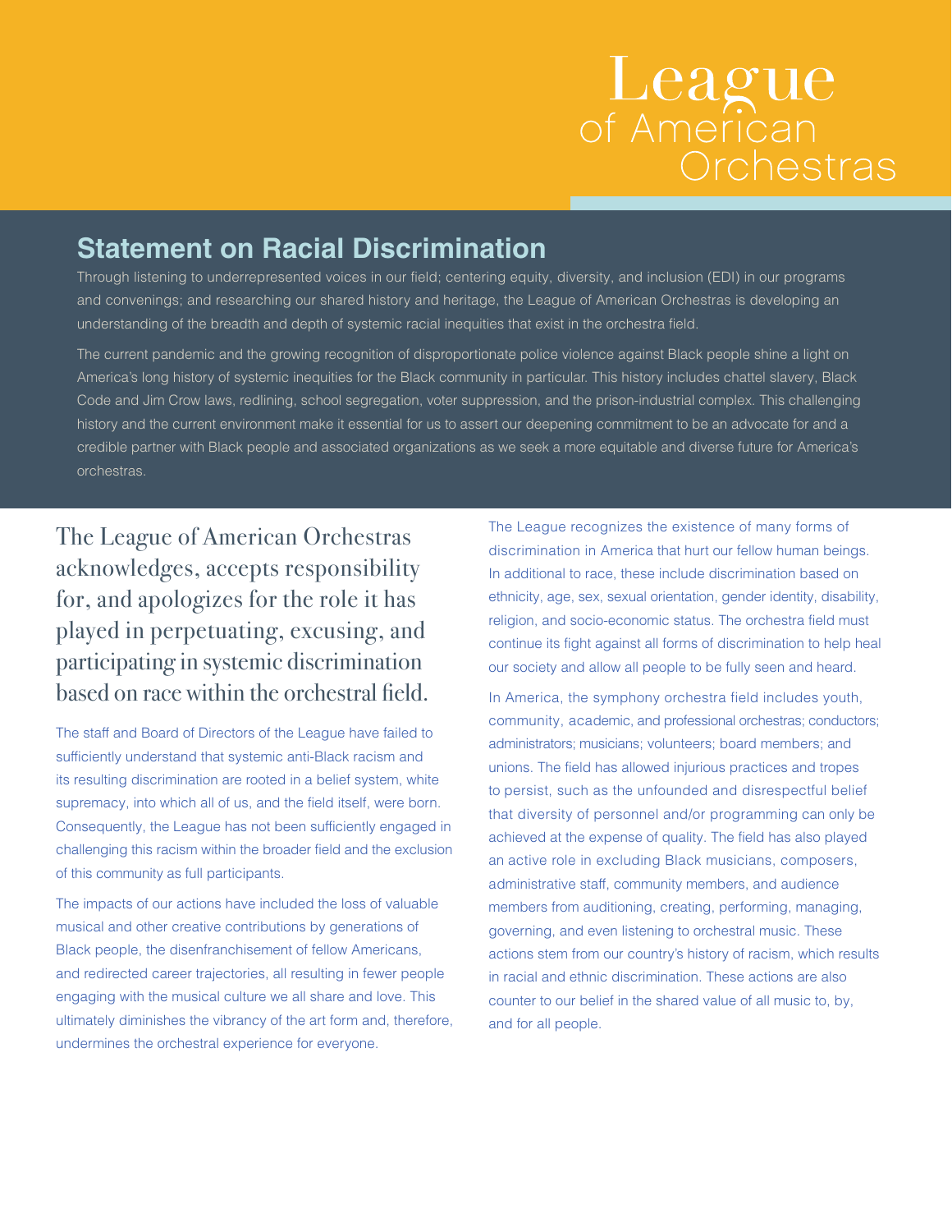# League of American Orchestras

## Statement on Racial Discrimination

Through listening to underrepresented voices in our field; centering equity, diversity, and inclusion (EDI) in our programs and convenings; and researching our shared history and heritage, the League of American Orchestras is developing an understanding of the breadth and depth of systemic racial inequities that exist in the orchestra field.

The current pandemic and the growing recognition of disproportionate police violence against Black people shine a light on America's long history of systemic inequities for the Black community in particular. This history includes chattel slavery, Black Code and Jim Crow laws, redlining, school segregation, voter suppression, and the prison-industrial complex. This challenging history and the current environment make it essential for us to assert our deepening commitment to be an advocate for and a credible partner with Black people and associated organizations as we seek a more equitable and diverse future for America's orchestras.

The League of American Orchestras acknowledges, accepts responsibility for, and apologizes for the role it has played in perpetuating, excusing, and participating in systemic discrimination based on race within the orchestral field.

The staff and Board of Directors of the League have failed to sufficiently understand that systemic anti-Black racism and its resulting discrimination are rooted in a belief system, white supremacy, into which all of us, and the field itself, were born. Consequently, the League has not been sufficiently engaged in challenging this racism within the broader field and the exclusion of this community as full participants.

The impacts of our actions have included the loss of valuable musical and other creative contributions by generations of Black people, the disenfranchisement of fellow Americans, and redirected career trajectories, all resulting in fewer people engaging with the musical culture we all share and love. This ultimately diminishes the vibrancy of the art form and, therefore, undermines the orchestral experience for everyone.

The League recognizes the existence of many forms of discrimination in America that hurt our fellow human beings. In additional to race, these include discrimination based on ethnicity, age, sex, sexual orientation, gender identity, disability, religion, and socio-economic status. The orchestra field must continue its fight against all forms of discrimination to help heal our society and allow all people to be fully seen and heard.

In America, the symphony orchestra field includes youth, community, academic, and professional orchestras; conductors; administrators; musicians; volunteers; board members; and unions. The field has allowed injurious practices and tropes to persist, such as the unfounded and disrespectful belief that diversity of personnel and/or programming can only be achieved at the expense of quality. The field has also played an active role in excluding Black musicians, composers, administrative staff, community members, and audience members from auditioning, creating, performing, managing, governing, and even listening to orchestral music. These actions stem from our country's history of racism, which results in racial and ethnic discrimination. These actions are also counter to our belief in the shared value of all music to, by, and for all people.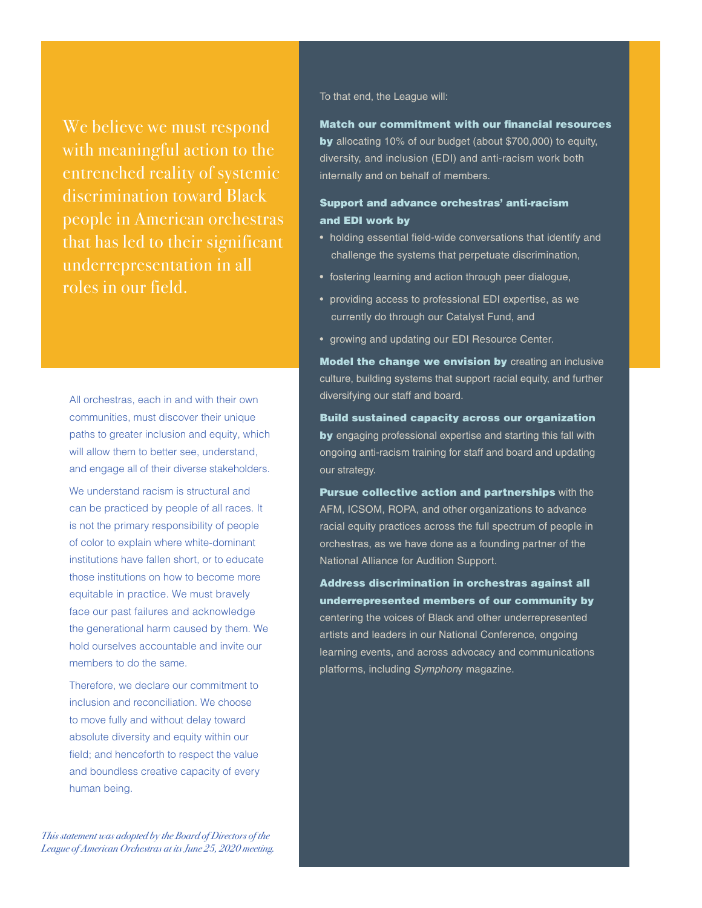We believe we must respond with meaningful action to the entrenched reality of systemic discrimination toward Black people in American orchestras that has led to their significant underrepresentation in all roles in our field.

All orchestras, each in and with their own communities, must discover their unique paths to greater inclusion and equity, which will allow them to better see, understand, and engage all of their diverse stakeholders.

We understand racism is structural and can be practiced by people of all races. It is not the primary responsibility of people of color to explain where white-dominant institutions have fallen short, or to educate those institutions on how to become more equitable in practice. We must bravely face our past failures and acknowledge the generational harm caused by them. We hold ourselves accountable and invite our members to do the same.

Therefore, we declare our commitment to inclusion and reconciliation. We choose to move fully and without delay toward absolute diversity and equity within our field; and henceforth to respect the value and boundless creative capacity of every human being.

*This statement was adopted by the Board of Directors of the League of American Orchestras at its June 25, 2020 meeting.*

To that end, the League will:

**Match our commitment with our financial resources by** allocating 10% of our budget (about $700,000) to equity, diversity, and inclusion (EDI) and anti-racism work both internally and on behalf of members.

**Support and advance orchestras' anti-racism and EDI work by**

- holding essential field-wide conversations that identify and challenge the systems that perpetuate discrimination,
- fostering learning and action through peer dialogue,
- providing access to professional EDI expertise, as we currently do through our Catalyst Fund, and
- growing and updating our EDI Resource Center.

**Model the change we envision by** creating an inclusive culture, building systems that support racial equity, and further diversifying our staff and board.

**Build sustained capacity across our organization by** engaging professional expertise and starting this fall with ongoing anti-racism training for staff and board and updating our strategy.

**Pursue collective action and partnerships** with the AFM, ICSOM, ROPA, and other organizations to advance racial equity practices across the full spectrum of people in orchestras, as we have done as a founding partner of the National Alliance for Audition Support.

**Address discrimination in orchestras against all underrepresented members of our community by** centering the voices of Black and other underrepresented artists and leaders in our National Conference, ongoing learning events, and across advocacy and communications platforms, including *Symphony* magazine.